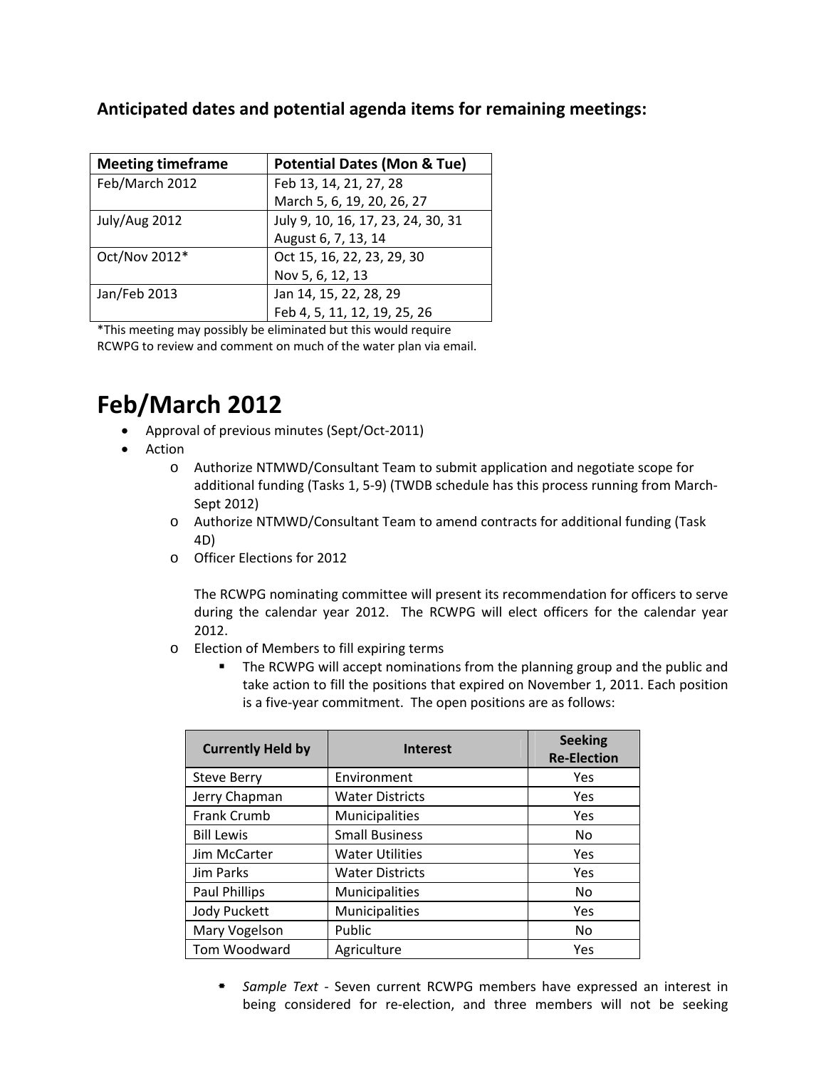**Anticipated dates and potential agenda items for remaining meetings:**

| Meeting timeframe | Potential Dates (Mon & Tue) |
|---|---|
| Feb/March 2012 | Feb 13, 14, 21, 27, 28<br>March 5, 6, 19, 20, 26, 27 |
| July/Aug 2012 | July 9, 10, 16, 17, 23, 24, 30, 31<br>August 6, 7, 13, 14 |
| Oct/Nov 2012* | Oct 15, 16, 22, 23, 29, 30<br>Nov 5, 6, 12, 13 |
| Jan/Feb 2013 | Jan 14, 15, 22, 28, 29<br>Feb 4, 5, 11, 12, 19, 25, 26 |

*This meeting may possibly be eliminated but this would require RCWPG to review and comment on much of the water plan via email.

# Feb/March 2012

- Approval of previous minutes (Sept/Oct-2011)
- Action
  - Authorize NTMWD/Consultant Team to submit application and negotiate scope for additional funding (Tasks 1, 5-9) (TWDB schedule has this process running from March-Sept 2012)
  - Authorize NTMWD/Consultant Team to amend contracts for additional funding (Task 4D)
  - Officer Elections for 2012

    The RCWPG nominating committee will present its recommendation for officers to serve during the calendar year 2012. The RCWPG will elect officers for the calendar year 2012.
  - Election of Members to fill expiring terms
    - The RCWPG will accept nominations from the planning group and the public and take action to fill the positions that expired on November 1, 2011. Each position is a five-year commitment. The open positions are as follows:

| Currently Held by | Interest | Seeking Re-Election |
|---|---|---|
| Steve Berry | Environment | Yes |
| Jerry Chapman | Water Districts | Yes |
| Frank Crumb | Municipalities | Yes |
| Bill Lewis | Small Business | No |
| Jim McCarter | Water Utilities | Yes |
| Jim Parks | Water Districts | Yes |
| Paul Phillips | Municipalities | No |
| Jody Puckett | Municipalities | Yes |
| Mary Vogelson | Public | No |
| Tom Woodward | Agriculture | Yes |

- *Sample Text* - Seven current RCWPG members have expressed an interest in being considered for re-election, and three members will not be seeking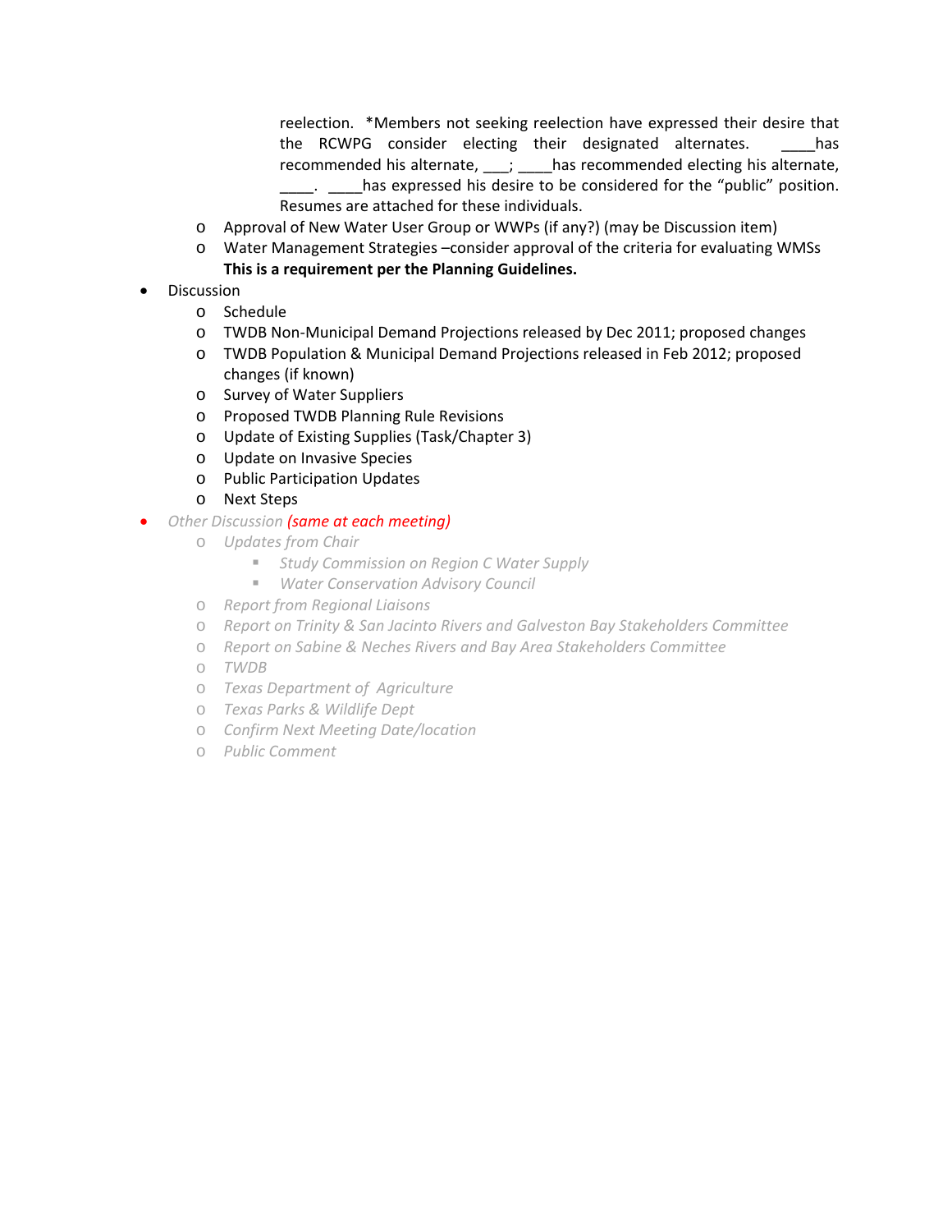reelection. *Members not seeking reelection have expressed their desire that the RCWPG consider electing their designated alternates. ____has recommended his alternate, ___; ____has recommended electing his alternate, ____. ____has expressed his desire to be considered for the "public" position. Resumes are attached for these individuals.

  - Approval of New Water User Group or WWPs (if any?) (may be Discussion item)
  - Water Management Strategies –consider approval of the criteria for evaluating WMSs **This is a requirement per the Planning Guidelines.**
- Discussion
  - Schedule
  - TWDB Non-Municipal Demand Projections released by Dec 2011; proposed changes
  - TWDB Population & Municipal Demand Projections released in Feb 2012; proposed changes (if known)
  - Survey of Water Suppliers
  - Proposed TWDB Planning Rule Revisions
  - Update of Existing Supplies (Task/Chapter 3)
  - Update on Invasive Species
  - Public Participation Updates
  - Next Steps
- *Other Discussion (same at each meeting)*
  - *Updates from Chair*
    - *Study Commission on Region C Water Supply*
    - *Water Conservation Advisory Council*
  - *Report from Regional Liaisons*
  - *Report on Trinity & San Jacinto Rivers and Galveston Bay Stakeholders Committee*
  - *Report on Sabine & Neches Rivers and Bay Area Stakeholders Committee*
  - *TWDB*
  - *Texas Department of Agriculture*
  - *Texas Parks & Wildlife Dept*
  - *Confirm Next Meeting Date/location*
  - *Public Comment*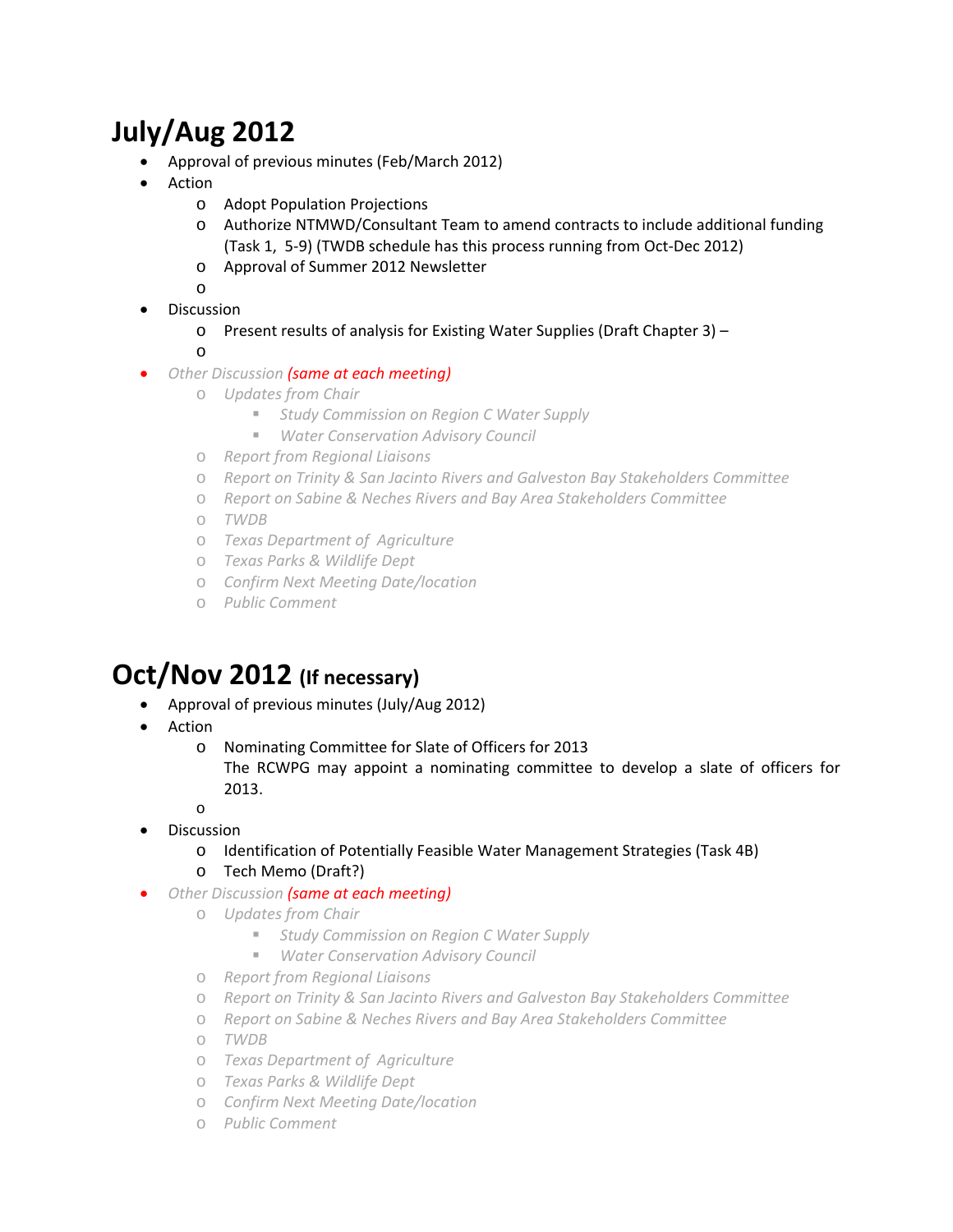# July/Aug 2012

- Approval of previous minutes (Feb/March 2012)
- Action
  - Adopt Population Projections
  - Authorize NTMWD/Consultant Team to amend contracts to include additional funding (Task 1, 5-9) (TWDB schedule has this process running from Oct-Dec 2012)
  - Approval of Summer 2012 Newsletter
  - 
- Discussion
  - Present results of analysis for Existing Water Supplies (Draft Chapter 3) –
  - 
- *Other Discussion* ***(same at each meeting)***
  - *Updates from Chair*
    - *Study Commission on Region C Water Supply*
    - *Water Conservation Advisory Council*
  - *Report from Regional Liaisons*
  - *Report on Trinity & San Jacinto Rivers and Galveston Bay Stakeholders Committee*
  - *Report on Sabine & Neches Rivers and Bay Area Stakeholders Committee*
  - *TWDB*
  - *Texas Department of Agriculture*
  - *Texas Parks & Wildlife Dept*
  - *Confirm Next Meeting Date/location*
  - *Public Comment*

# Oct/Nov 2012 (If necessary)

- Approval of previous minutes (July/Aug 2012)
- Action
  - Nominating Committee for Slate of Officers for 2013
    The RCWPG may appoint a nominating committee to develop a slate of officers for 2013.
  - 
- Discussion
  - Identification of Potentially Feasible Water Management Strategies (Task 4B)
  - Tech Memo (Draft?)
- *Other Discussion* ***(same at each meeting)***
  - *Updates from Chair*
    - *Study Commission on Region C Water Supply*
    - *Water Conservation Advisory Council*
  - *Report from Regional Liaisons*
  - *Report on Trinity & San Jacinto Rivers and Galveston Bay Stakeholders Committee*
  - *Report on Sabine & Neches Rivers and Bay Area Stakeholders Committee*
  - *TWDB*
  - *Texas Department of Agriculture*
  - *Texas Parks & Wildlife Dept*
  - *Confirm Next Meeting Date/location*
  - *Public Comment*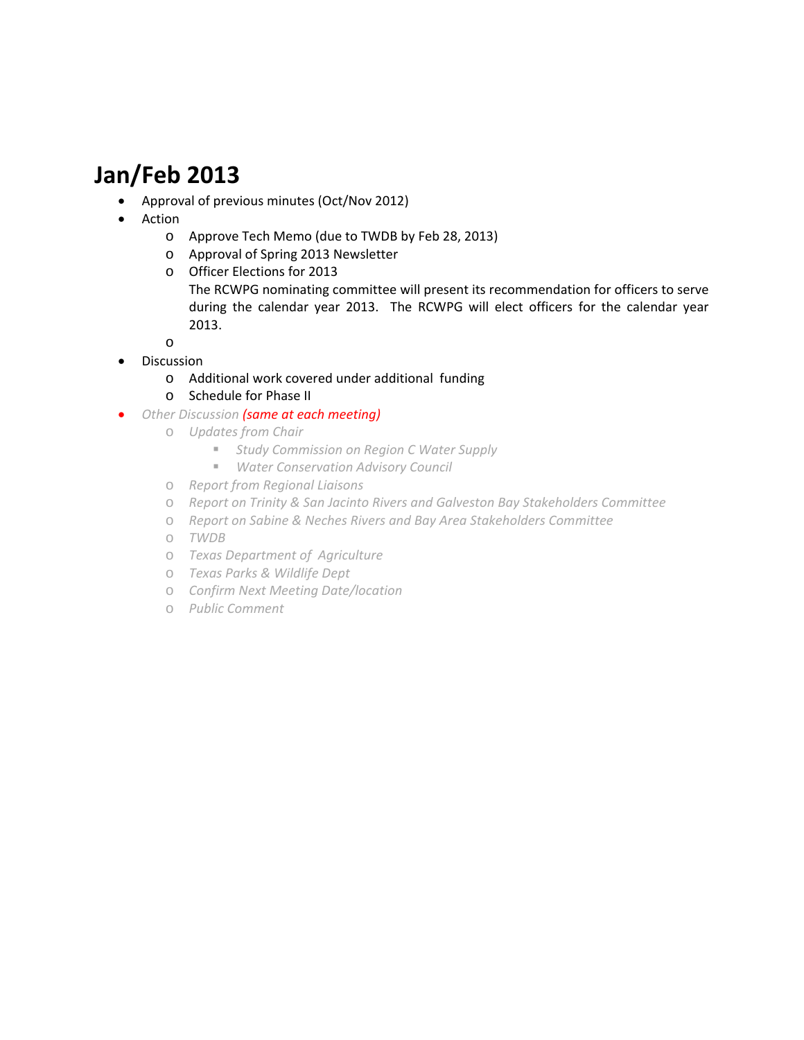# Jan/Feb 2013

- Approval of previous minutes (Oct/Nov 2012)
- Action
  - Approve Tech Memo (due to TWDB by Feb 28, 2013)
  - Approval of Spring 2013 Newsletter
  - Officer Elections for 2013
    The RCWPG nominating committee will present its recommendation for officers to serve during the calendar year 2013. The RCWPG will elect officers for the calendar year 2013.
  -
- Discussion
  - Additional work covered under additional funding
  - Schedule for Phase II
- *Other Discussion* ***(same at each meeting)***
  - *Updates from Chair*
    - *Study Commission on Region C Water Supply*
    - *Water Conservation Advisory Council*
  - *Report from Regional Liaisons*
  - *Report on Trinity & San Jacinto Rivers and Galveston Bay Stakeholders Committee*
  - *Report on Sabine & Neches Rivers and Bay Area Stakeholders Committee*
  - *TWDB*
  - *Texas Department of Agriculture*
  - *Texas Parks & Wildlife Dept*
  - *Confirm Next Meeting Date/location*
  - *Public Comment*